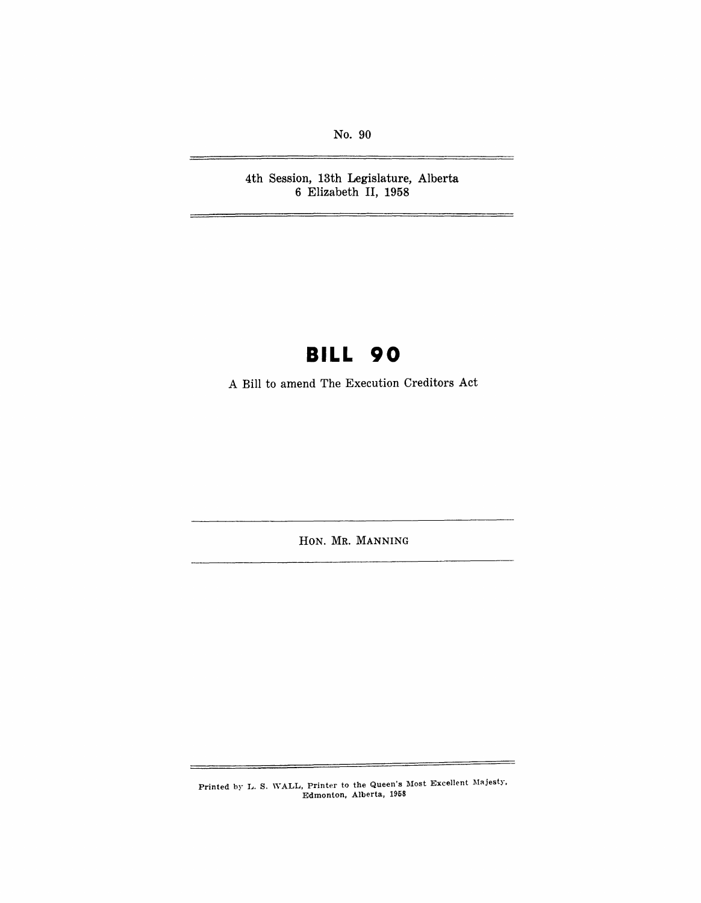No. 90

4th Session, 13th Legislature, Alberta
6 Elizabeth II, 1958

# BILL 90

A Bill to amend The Execution Creditors Act

HON. MR. MANNING

Printed by L. S. WALL, Printer to the Queen's Most Excellent Majesty, Edmonton, Alberta, 1958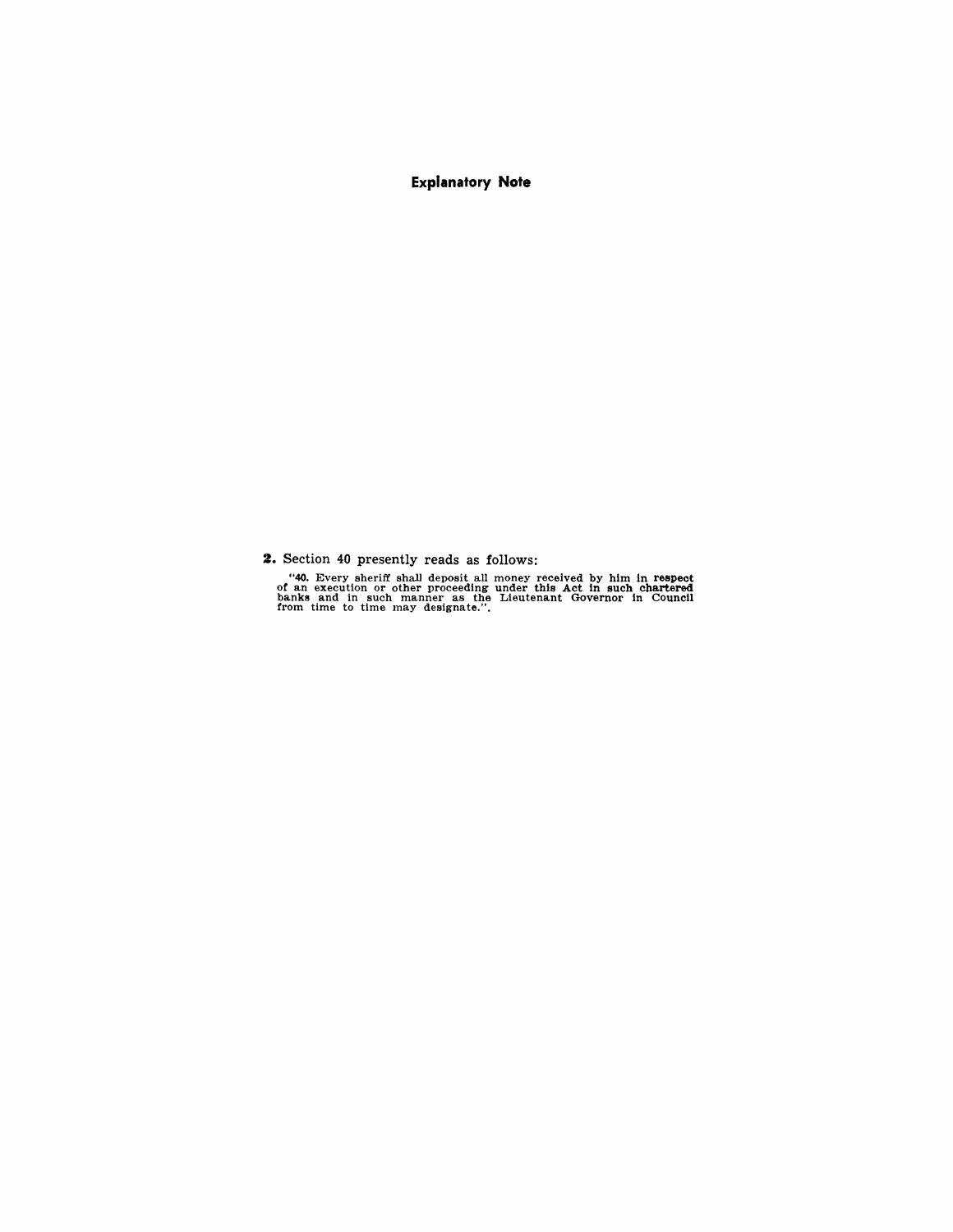# Explanatory Note

**2.** Section 40 presently reads as follows:

"**40.** Every sheriff shall deposit all money received by him in respect of an execution or other proceeding under this Act in such chartered banks and in such manner as the Lieutenant Governor in Council from time to time may designate.".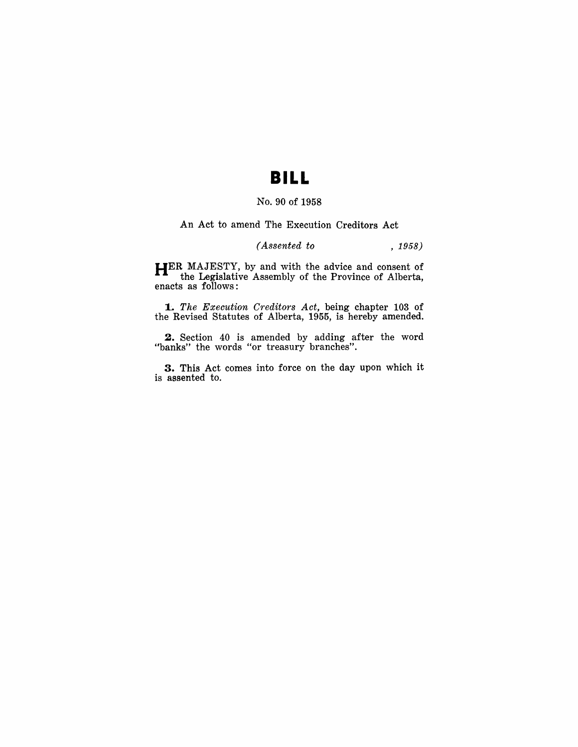# BILL

No. 90 of 1958

An Act to amend The Execution Creditors Act

*(Assented to , 1958)*

HER MAJESTY, by and with the advice and consent of the Legislative Assembly of the Province of Alberta, enacts as follows:

**1.** *The Execution Creditors Act*, being chapter 103 of the Revised Statutes of Alberta, 1955, is hereby amended.

**2.** Section 40 is amended by adding after the word "banks" the words "or treasury branches".

**3.** This Act comes into force on the day upon which it is assented to.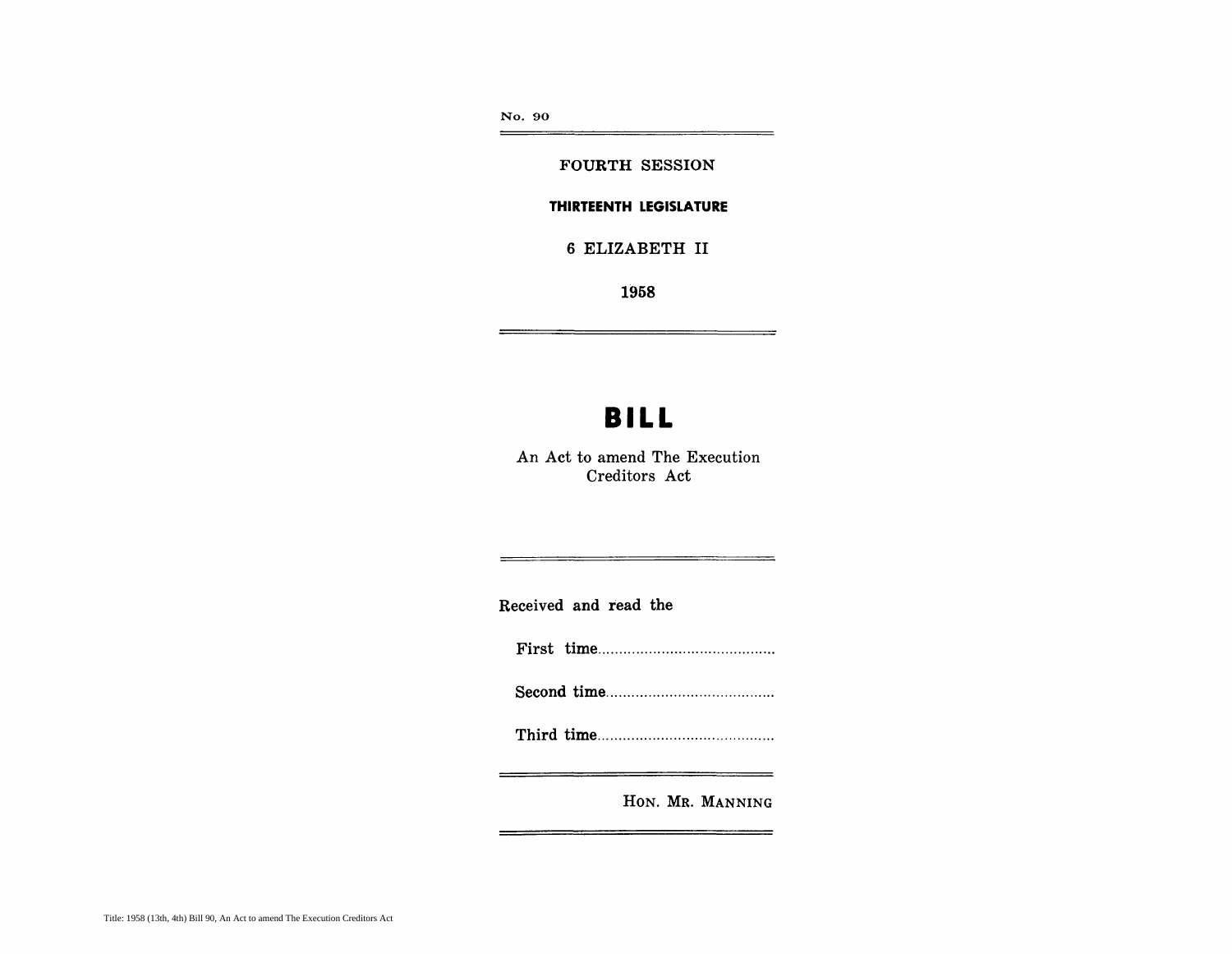No. 90

FOURTH SESSION

**THIRTEENTH LEGISLATURE**

6 ELIZABETH II

1958

# BILL

An Act to amend The Execution Creditors Act

Received and read the

First time..........................................

Second time.......................................

Third time..........................................

HON. MR. MANNING

Title: 1958 (13th, 4th) Bill 90, An Act to amend The Execution Creditors Act